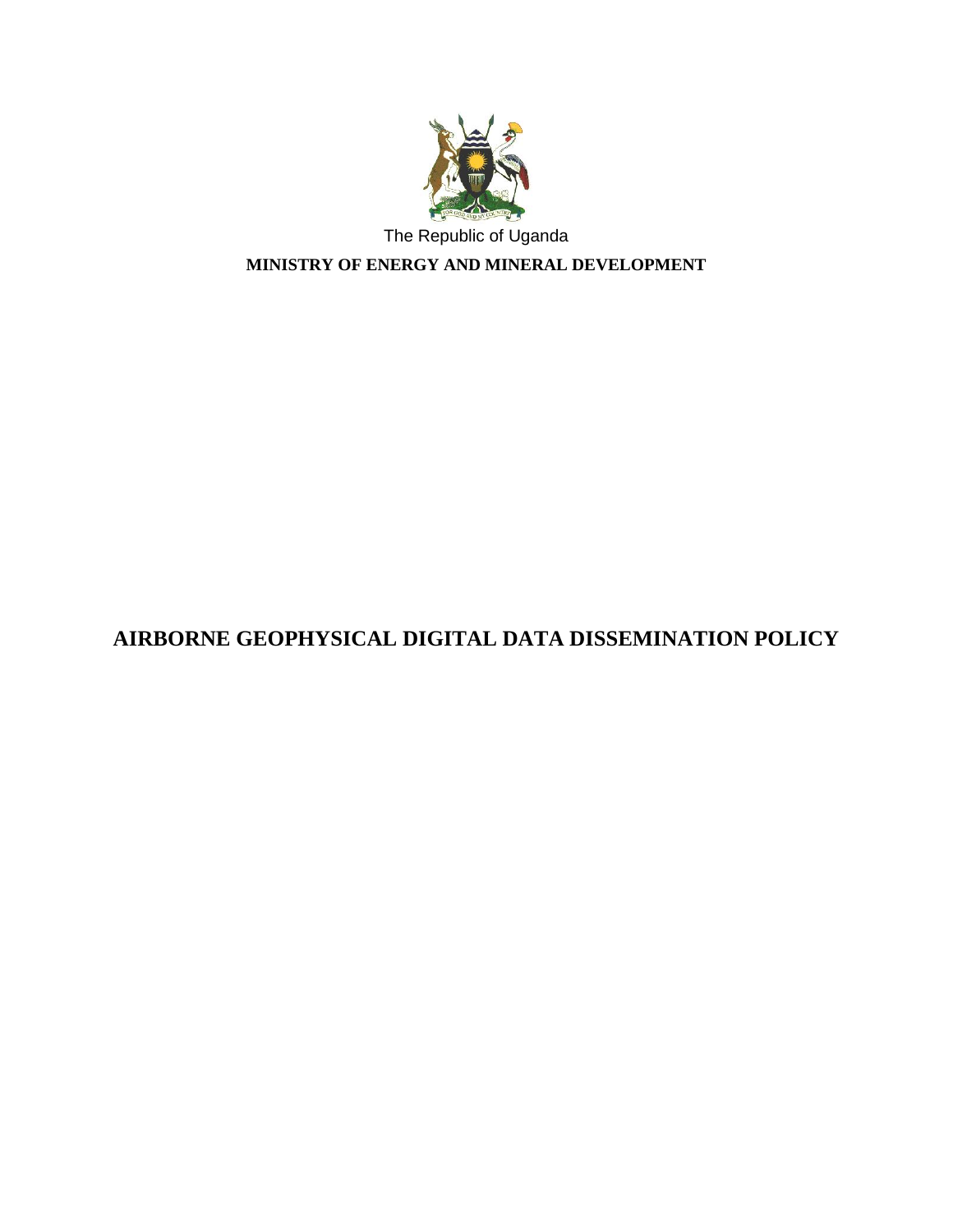The Republic of Uganda

**MINISTRY OF ENERGY AND MINERAL DEVELOPMENT**

# AIRBORNE GEOPHYSICAL DIGITAL DATA DISSEMINATION POLICY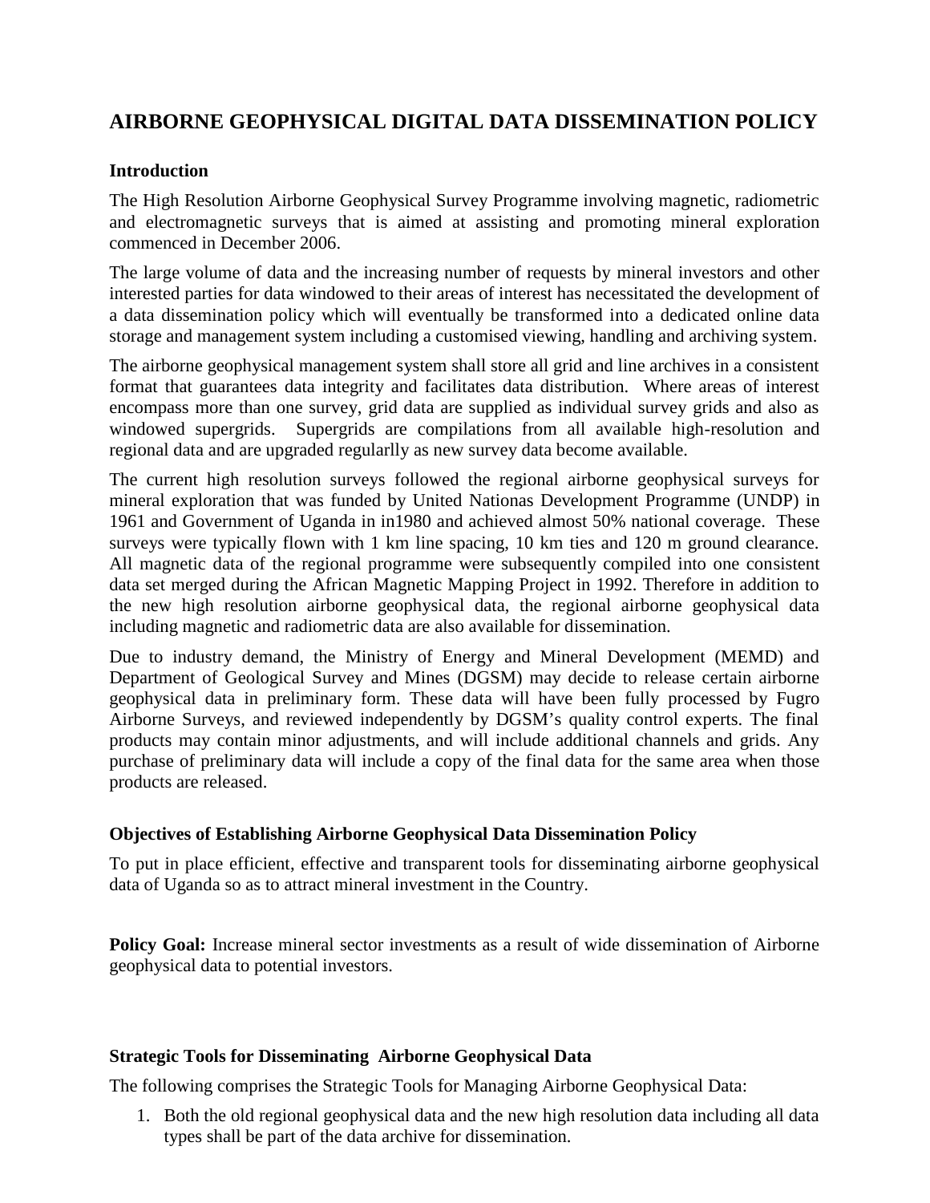# AIRBORNE GEOPHYSICAL DIGITAL DATA DISSEMINATION POLICY

### Introduction

The High Resolution Airborne Geophysical Survey Programme involving magnetic, radiometric and electromagnetic surveys that is aimed at assisting and promoting mineral exploration commenced in December 2006.

The large volume of data and the increasing number of requests by mineral investors and other interested parties for data windowed to their areas of interest has necessitated the development of a data dissemination policy which will eventually be transformed into a dedicated online data storage and management system including a customised viewing, handling and archiving system.

The airborne geophysical management system shall store all grid and line archives in a consistent format that guarantees data integrity and facilitates data distribution. Where areas of interest encompass more than one survey, grid data are supplied as individual survey grids and also as windowed supergrids. Supergrids are compilations from all available high-resolution and regional data and are upgraded regularlly as new survey data become available.

The current high resolution surveys followed the regional airborne geophysical surveys for mineral exploration that was funded by United Nationas Development Programme (UNDP) in 1961 and Government of Uganda in in1980 and achieved almost 50% national coverage. These surveys were typically flown with 1 km line spacing, 10 km ties and 120 m ground clearance. All magnetic data of the regional programme were subsequently compiled into one consistent data set merged during the African Magnetic Mapping Project in 1992. Therefore in addition to the new high resolution airborne geophysical data, the regional airborne geophysical data including magnetic and radiometric data are also available for dissemination.

Due to industry demand, the Ministry of Energy and Mineral Development (MEMD) and Department of Geological Survey and Mines (DGSM) may decide to release certain airborne geophysical data in preliminary form. These data will have been fully processed by Fugro Airborne Surveys, and reviewed independently by DGSM's quality control experts. The final products may contain minor adjustments, and will include additional channels and grids. Any purchase of preliminary data will include a copy of the final data for the same area when those products are released.

### Objectives of Establishing Airborne Geophysical Data Dissemination Policy

To put in place efficient, effective and transparent tools for disseminating airborne geophysical data of Uganda so as to attract mineral investment in the Country.

**Policy Goal:** Increase mineral sector investments as a result of wide dissemination of Airborne geophysical data to potential investors.

### Strategic Tools for Disseminating Airborne Geophysical Data

The following comprises the Strategic Tools for Managing Airborne Geophysical Data:

1. Both the old regional geophysical data and the new high resolution data including all data types shall be part of the data archive for dissemination.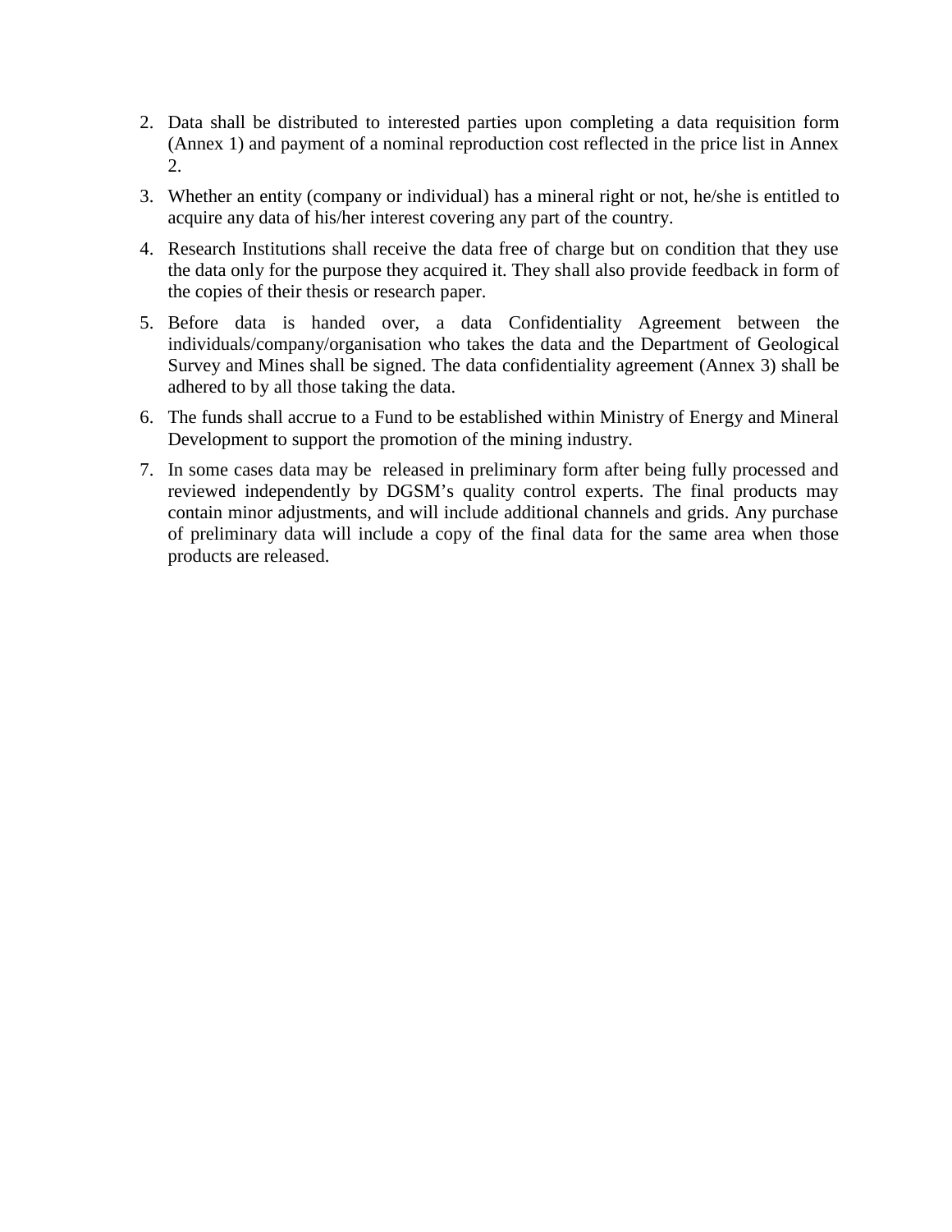2. Data shall be distributed to interested parties upon completing a data requisition form (Annex 1) and payment of a nominal reproduction cost reflected in the price list in Annex 2.

3. Whether an entity (company or individual) has a mineral right or not, he/she is entitled to acquire any data of his/her interest covering any part of the country.

4. Research Institutions shall receive the data free of charge but on condition that they use the data only for the purpose they acquired it. They shall also provide feedback in form of the copies of their thesis or research paper.

5. Before data is handed over, a data Confidentiality Agreement between the individuals/company/organisation who takes the data and the Department of Geological Survey and Mines shall be signed. The data confidentiality agreement (Annex 3) shall be adhered to by all those taking the data.

6. The funds shall accrue to a Fund to be established within Ministry of Energy and Mineral Development to support the promotion of the mining industry.

7. In some cases data may be released in preliminary form after being fully processed and reviewed independently by DGSM's quality control experts. The final products may contain minor adjustments, and will include additional channels and grids. Any purchase of preliminary data will include a copy of the final data for the same area when those products are released.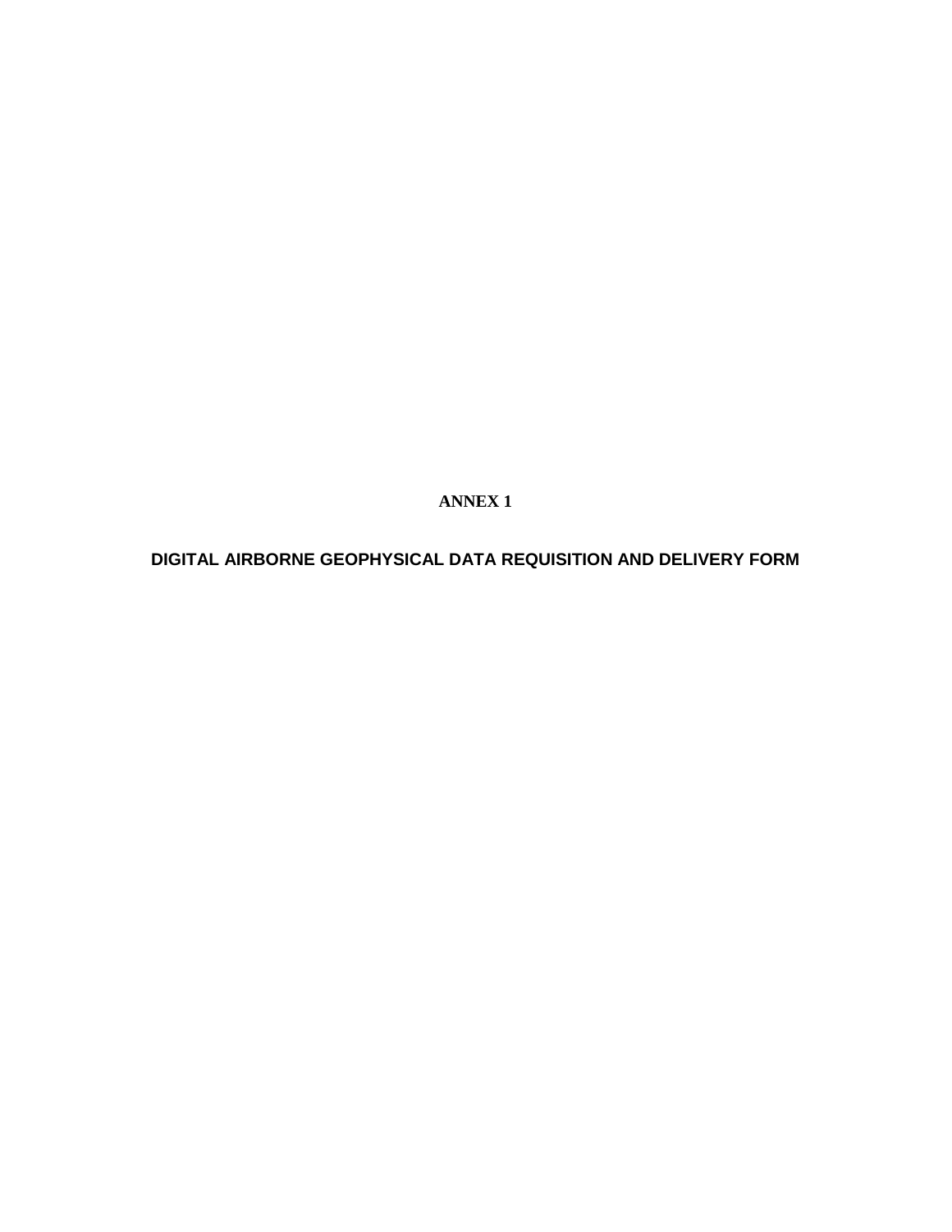# ANNEX 1

## DIGITAL AIRBORNE GEOPHYSICAL DATA REQUISITION AND DELIVERY FORM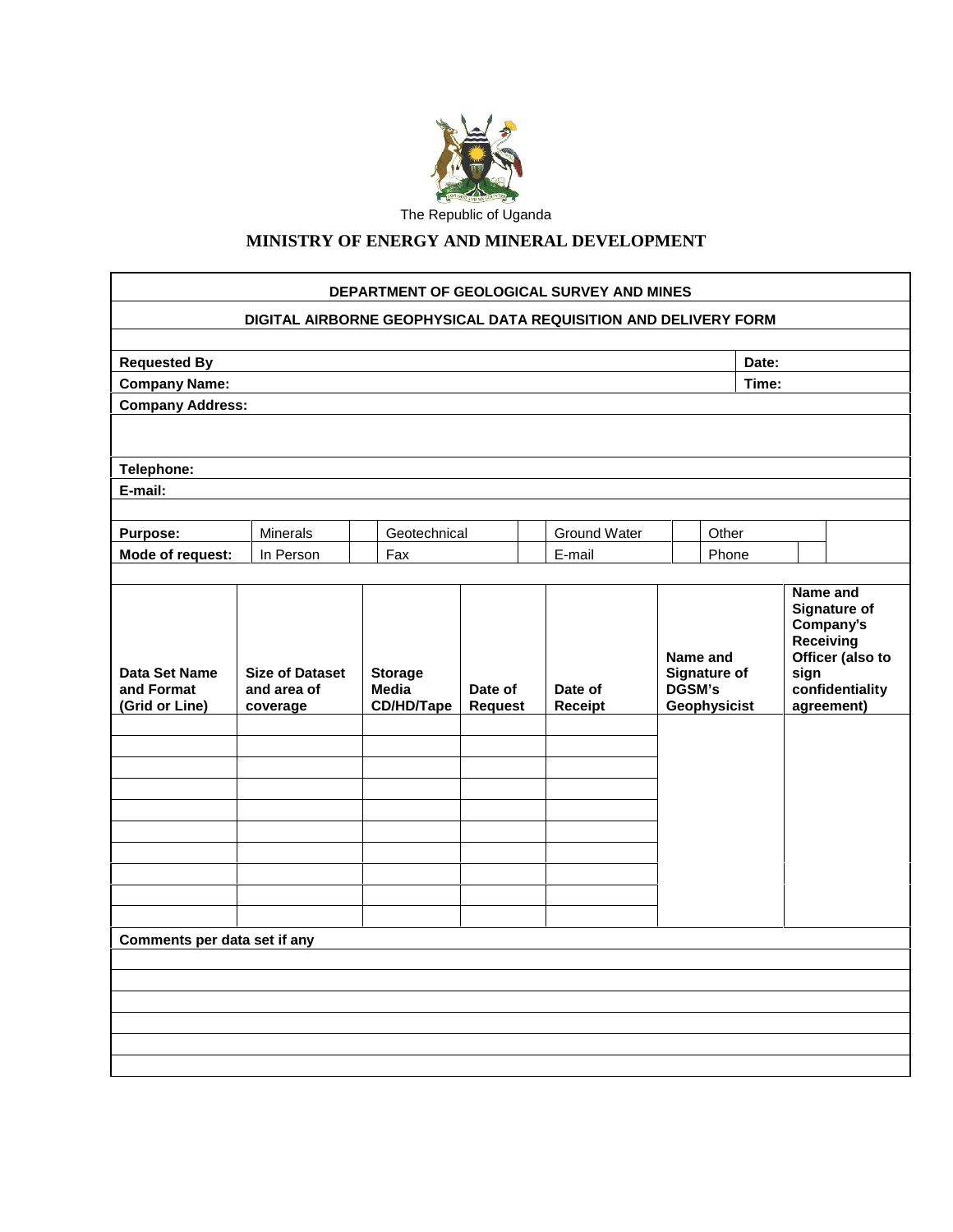The Republic of Uganda

# MINISTRY OF ENERGY AND MINERAL DEVELOPMENT

## DEPARTMENT OF GEOLOGICAL SURVEY AND MINES

### DIGITAL AIRBORNE GEOPHYSICAL DATA REQUISITION AND DELIVERY FORM

| | |
|---|---|
| **Requested By** | **Date:** |
| **Company Name:** | **Time:** |
| **Company Address:** | |
| | |
| **Telephone:** | |
| **E-mail:** | |

| | | | | | | | | | | |
|---|---|---|---|---|---|---|---|---|---|---|
| **Purpose:** | Minerals | | Geotechnical | | Ground Water | | Other | | | |
| **Mode of request:** | In Person | | Fax | | E-mail | | Phone | | | |

| **Data Set Name and Format (Grid or Line)** | **Size of Dataset and area of coverage** | **Storage Media CD/HD/Tape** | **Date of Request** | **Date of Receipt** | **Name and Signature of DGSM's Geophysicist** | **Name and Signature of Company's Receiving Officer (also to sign confidentiality agreement)** |
|---|---|---|---|---|---|---|
| | | | | | | |
| | | | | | | |
| | | | | | | |
| | | | | | | |
| | | | | | | |
| | | | | | | |
| | | | | | | |
| | | | | | | |
| | | | | | | |
| | | | | | | |

**Comments per data set if any**

| |
|---|
| |
| |
| |
| |
| |
| |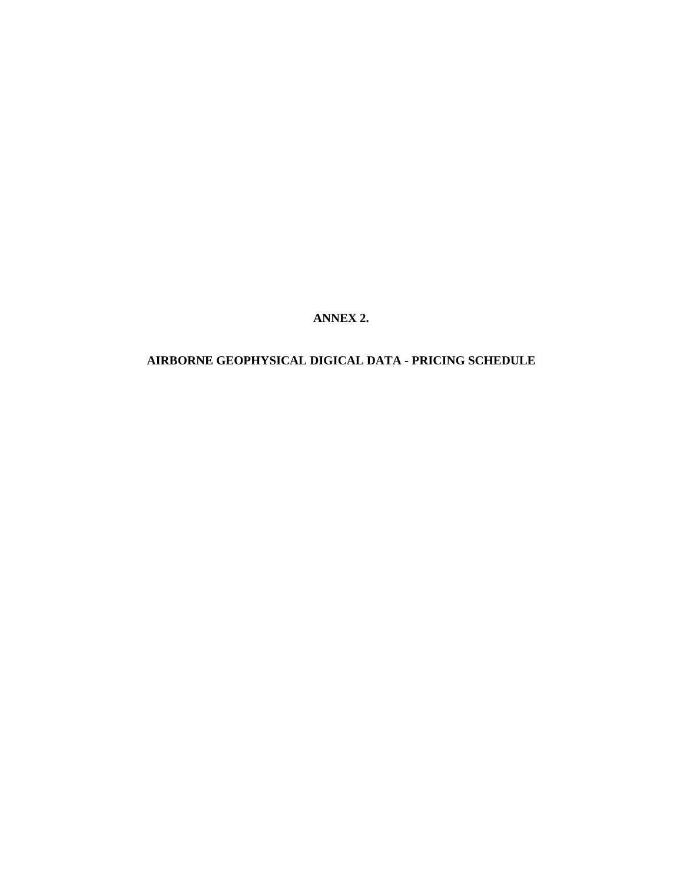**ANNEX 2.**

**AIRBORNE GEOPHYSICAL DIGICAL DATA - PRICING SCHEDULE**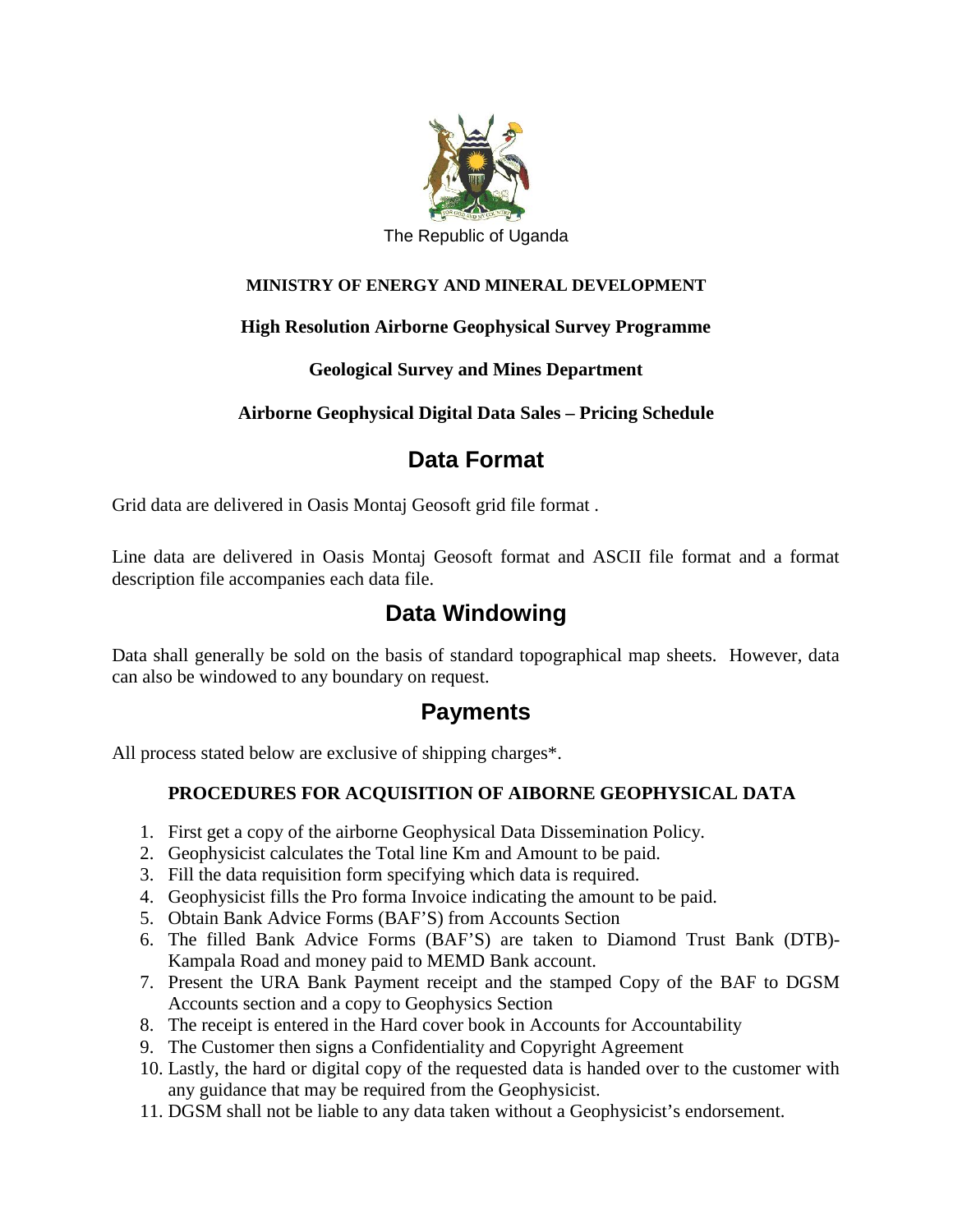The Republic of Uganda

**MINISTRY OF ENERGY AND MINERAL DEVELOPMENT**

**High Resolution Airborne Geophysical Survey Programme**

**Geological Survey and Mines Department**

**Airborne Geophysical Digital Data Sales – Pricing Schedule**

# Data Format

Grid data are delivered in Oasis Montaj Geosoft grid file format .

Line data are delivered in Oasis Montaj Geosoft format and ASCII file format and a format description file accompanies each data file.

# Data Windowing

Data shall generally be sold on the basis of standard topographical map sheets. However, data can also be windowed to any boundary on request.

# Payments

All process stated below are exclusive of shipping charges*.

### PROCEDURES FOR ACQUISITION OF AIBORNE GEOPHYSICAL DATA

1. First get a copy of the airborne Geophysical Data Dissemination Policy.
2. Geophysicist calculates the Total line Km and Amount to be paid.
3. Fill the data requisition form specifying which data is required.
4. Geophysicist fills the Pro forma Invoice indicating the amount to be paid.
5. Obtain Bank Advice Forms (BAF'S) from Accounts Section
6. The filled Bank Advice Forms (BAF'S) are taken to Diamond Trust Bank (DTB)-Kampala Road and money paid to MEMD Bank account.
7. Present the URA Bank Payment receipt and the stamped Copy of the BAF to DGSM Accounts section and a copy to Geophysics Section
8. The receipt is entered in the Hard cover book in Accounts for Accountability
9. The Customer then signs a Confidentiality and Copyright Agreement
10. Lastly, the hard or digital copy of the requested data is handed over to the customer with any guidance that may be required from the Geophysicist.
11. DGSM shall not be liable to any data taken without a Geophysicist's endorsement.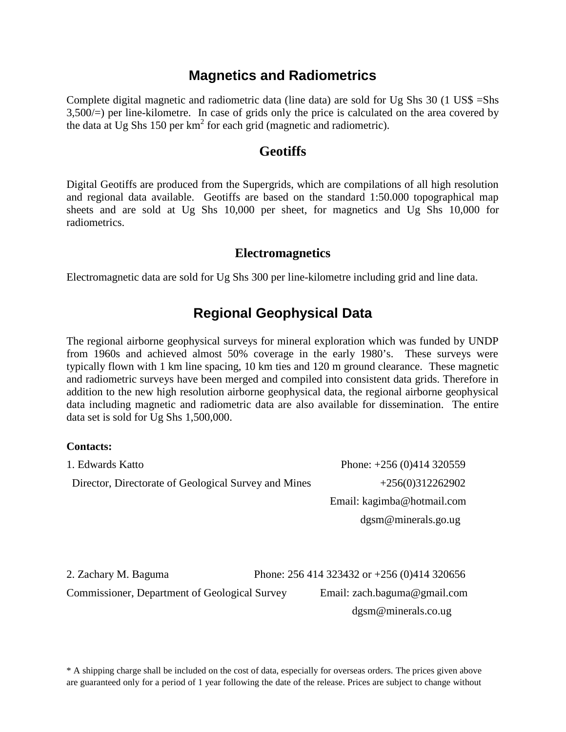## Magnetics and Radiometrics

Complete digital magnetic and radiometric data (line data) are sold for Ug Shs 30 (1 US$ =Shs 3,500/=) per line-kilometre. In case of grids only the price is calculated on the area covered by the data at Ug Shs 150 per $km^2$ for each grid (magnetic and radiometric).

## Geotiffs

Digital Geotiffs are produced from the Supergrids, which are compilations of all high resolution and regional data available. Geotiffs are based on the standard 1:50.000 topographical map sheets and are sold at Ug Shs 10,000 per sheet, for magnetics and Ug Shs 10,000 for radiometrics.

## Electromagnetics

Electromagnetic data are sold for Ug Shs 300 per line-kilometre including grid and line data.

## Regional Geophysical Data

The regional airborne geophysical surveys for mineral exploration which was funded by UNDP from 1960s and achieved almost 50% coverage in the early 1980's. These surveys were typically flown with 1 km line spacing, 10 km ties and 120 m ground clearance. These magnetic and radiometric surveys have been merged and compiled into consistent data grids. Therefore in addition to the new high resolution airborne geophysical data, the regional airborne geophysical data including magnetic and radiometric data are also available for dissemination. The entire data set is sold for Ug Shs 1,500,000.

**Contacts:**

1. Edwards Katto
   Director, Directorate of Geological Survey and Mines
   Phone: +256 (0)414 320559
   +256(0)312262902
   Email: kagimba@hotmail.com
   dgsm@minerals.go.ug

2. Zachary M. Baguma
   Commissioner, Department of Geological Survey
   Phone: 256 414 323432 or +256 (0)414 320656
   Email: zach.baguma@gmail.com
   dgsm@minerals.co.ug

* A shipping charge shall be included on the cost of data, especially for overseas orders. The prices given above are guaranteed only for a period of 1 year following the date of the release. Prices are subject to change without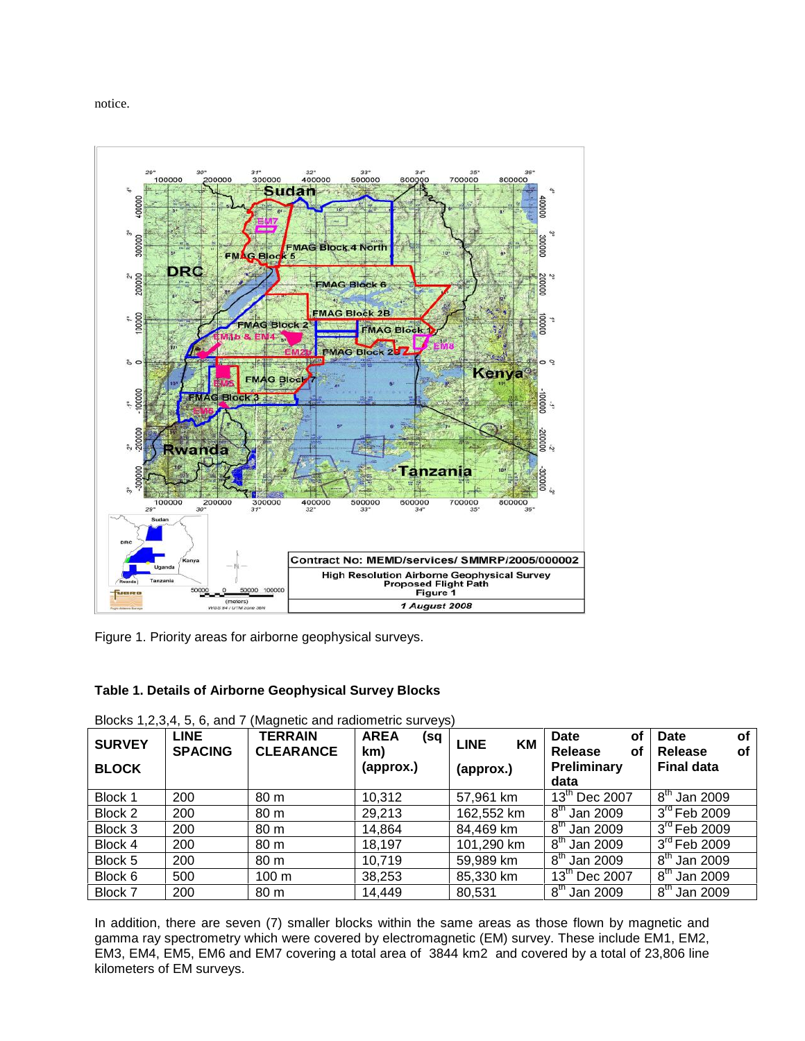notice.

Figure 1. Priority areas for airborne geophysical surveys.

**Table 1. Details of Airborne Geophysical Survey Blocks**

Blocks 1,2,3,4, 5, 6, and 7 (Magnetic and radiometric surveys)

| SURVEY BLOCK | LINE SPACING | TERRAIN CLEARANCE | AREA (sq km) (approx.) | LINE KM (approx.) | Date of Release of Preliminary data | Date of Release of Final data |
|---|---|---|---|---|---|---|
| Block 1 | 200 | 80 m | 10,312 | 57,961 km | 13th Dec 2007 | 8th Jan 2009 |
| Block 2 | 200 | 80 m | 29,213 | 162,552 km | 8th Jan 2009 | 3rd Feb 2009 |
| Block 3 | 200 | 80 m | 14,864 | 84,469 km | 8th Jan 2009 | 3rd Feb 2009 |
| Block 4 | 200 | 80 m | 18,197 | 101,290 km | 8th Jan 2009 | 3rd Feb 2009 |
| Block 5 | 200 | 80 m | 10,719 | 59,989 km | 8th Jan 2009 | 8th Jan 2009 |
| Block 6 | 500 | 100 m | 38,253 | 85,330 km | 13th Dec 2007 | 8th Jan 2009 |
| Block 7 | 200 | 80 m | 14,449 | 80,531 | 8th Jan 2009 | 8th Jan 2009 |

In addition, there are seven (7) smaller blocks within the same areas as those flown by magnetic and gamma ray spectrometry which were covered by electromagnetic (EM) survey. These include EM1, EM2, EM3, EM4, EM5, EM6 and EM7 covering a total area of 3844 km2 and covered by a total of 23,806 line kilometers of EM surveys.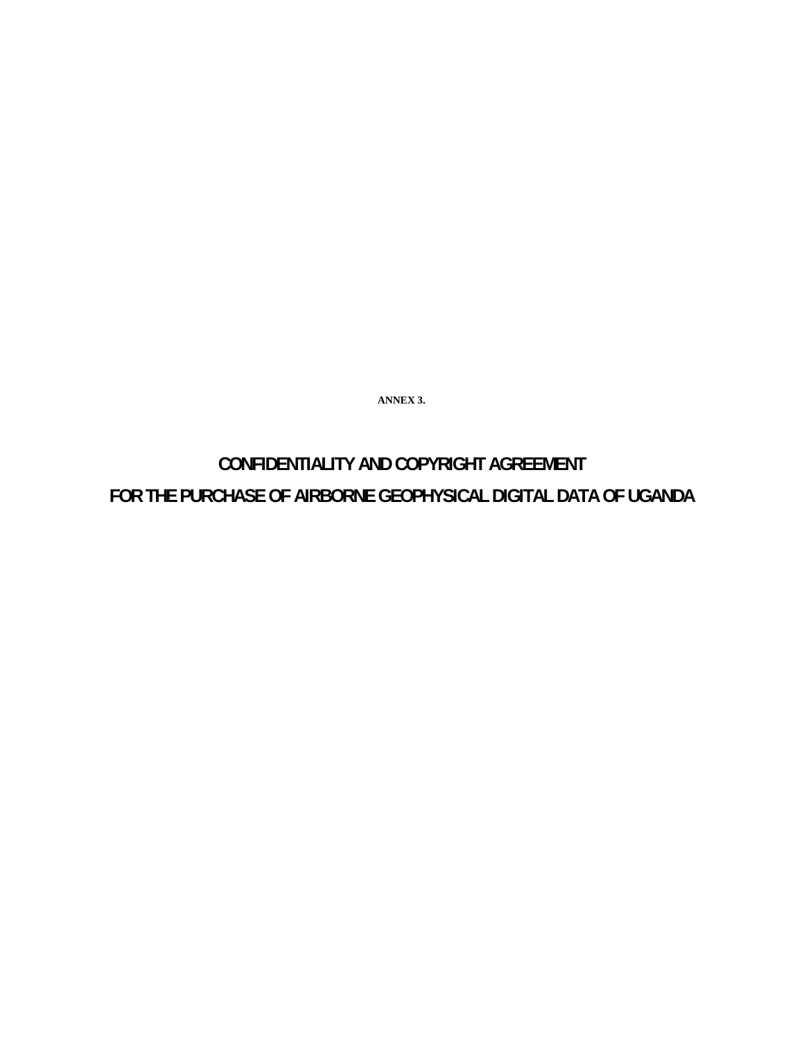**ANNEX 3.**

# CONFIDENTIALITY AND COPYRIGHT AGREEMENT

# FOR THE PURCHASE OF AIRBORNE GEOPHYSICAL DIGITAL DATA OF UGANDA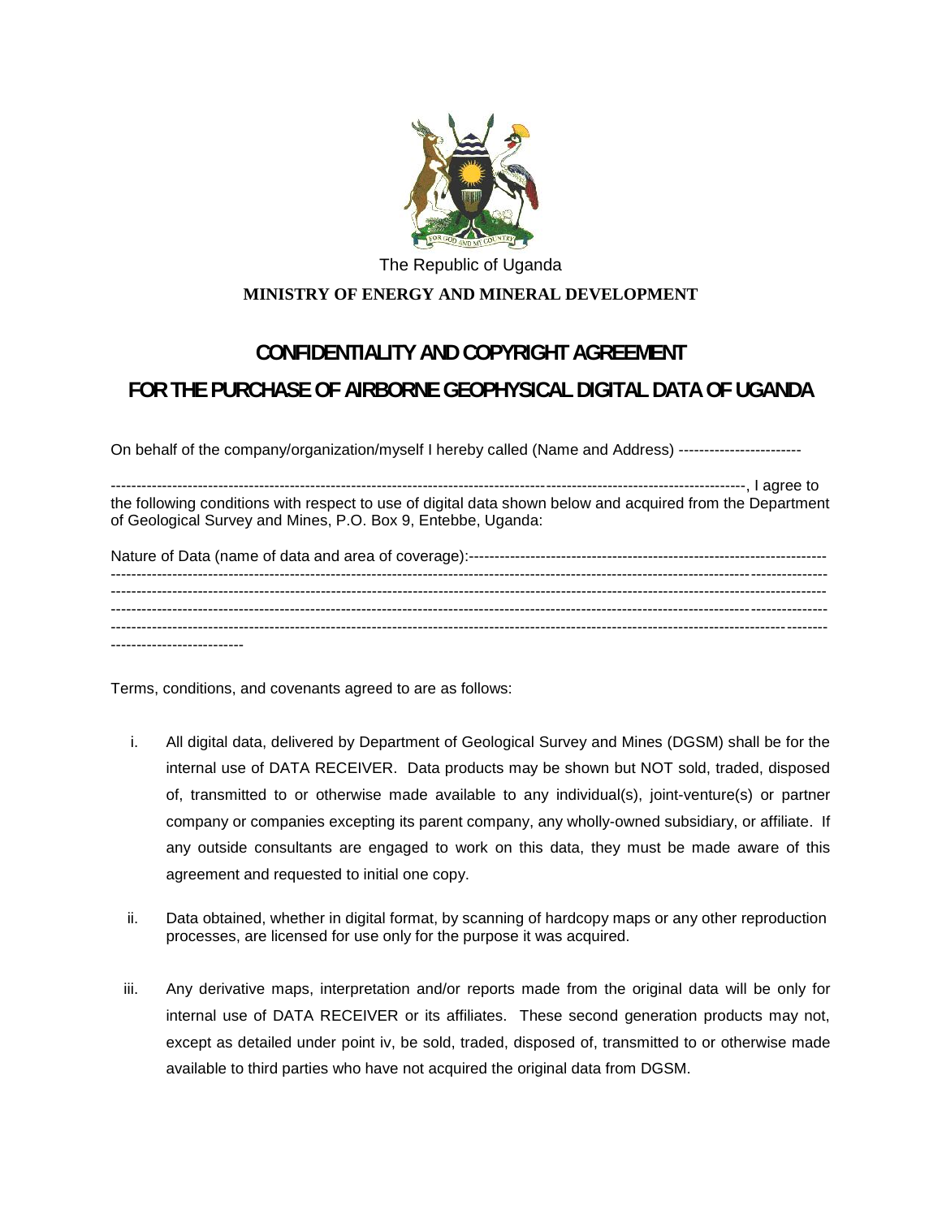The Republic of Uganda

**MINISTRY OF ENERGY AND MINERAL DEVELOPMENT**

# CONFIDENTIALITY AND COPYRIGHT AGREEMENT

# FOR THE PURCHASE OF AIRBORNE GEOPHYSICAL DIGITAL DATA OF UGANDA

On behalf of the company/organization/myself I hereby called (Name and Address) ------------------------

----------------------------------------------------------------------------------------------------------------------, I agree to the following conditions with respect to use of digital data shown below and acquired from the Department of Geological Survey and Mines, P.O. Box 9, Entebbe, Uganda:

Nature of Data (name of data and area of coverage):--------------------------------------------------------------------
------------------------------------------------------------------------------------------------------------------------------------------
------------------------------------------------------------------------------------------------------------------------------------------
------------------------------------------------------------------------------------------------------------------------------------------
------------------------------------------------------------------------------------------------------------------------------------------
--------------------------

Terms, conditions, and covenants agreed to are as follows:

i. All digital data, delivered by Department of Geological Survey and Mines (DGSM) shall be for the internal use of DATA RECEIVER. Data products may be shown but NOT sold, traded, disposed of, transmitted to or otherwise made available to any individual(s), joint-venture(s) or partner company or companies excepting its parent company, any wholly-owned subsidiary, or affiliate. If any outside consultants are engaged to work on this data, they must be made aware of this agreement and requested to initial one copy.

ii. Data obtained, whether in digital format, by scanning of hardcopy maps or any other reproduction processes, are licensed for use only for the purpose it was acquired.

iii. Any derivative maps, interpretation and/or reports made from the original data will be only for internal use of DATA RECEIVER or its affiliates. These second generation products may not, except as detailed under point iv, be sold, traded, disposed of, transmitted to or otherwise made available to third parties who have not acquired the original data from DGSM.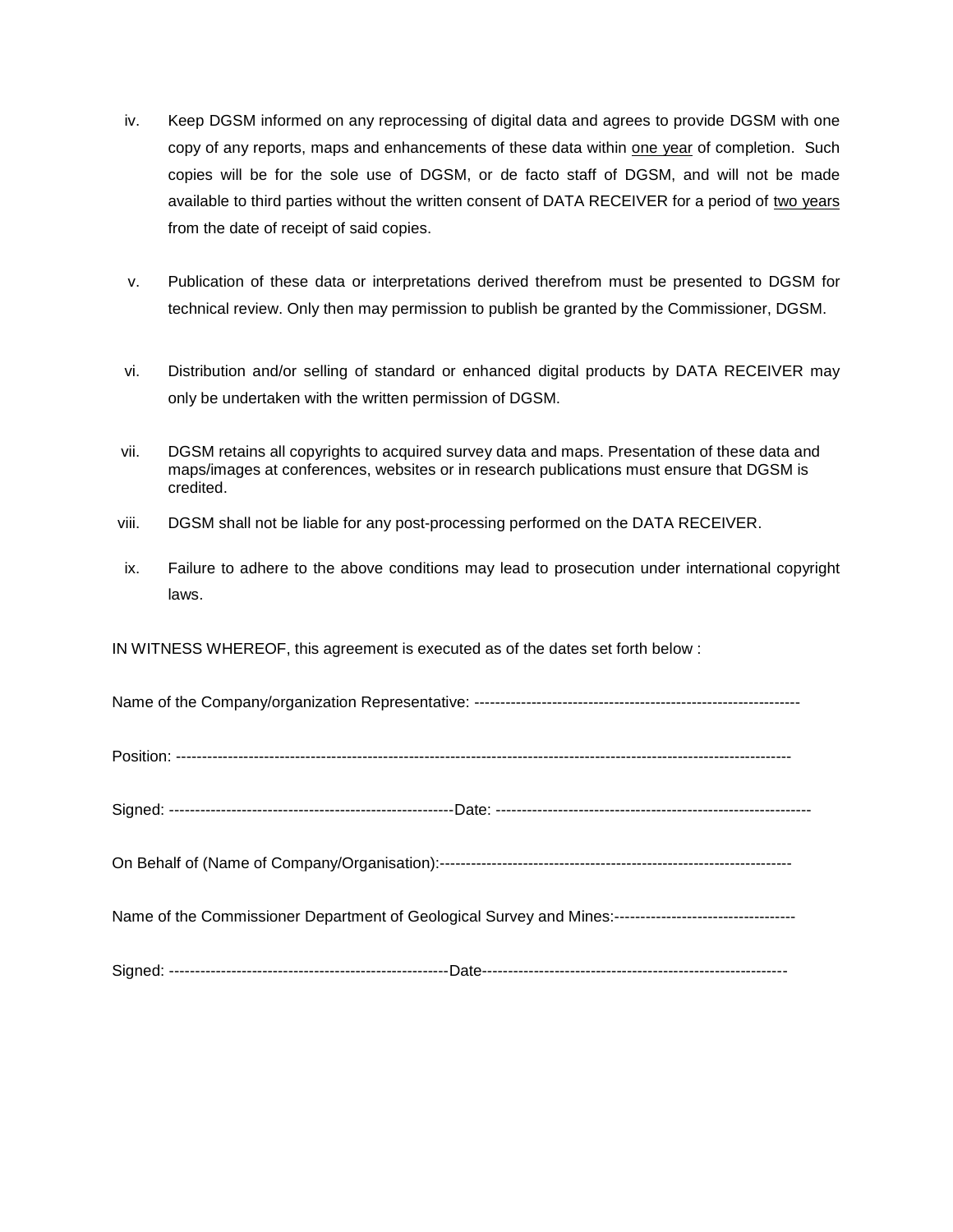iv. Keep DGSM informed on any reprocessing of digital data and agrees to provide DGSM with one copy of any reports, maps and enhancements of these data within <u>one year</u> of completion. Such copies will be for the sole use of DGSM, or de facto staff of DGSM, and will not be made available to third parties without the written consent of DATA RECEIVER for a period of <u>two years</u> from the date of receipt of said copies.

v. Publication of these data or interpretations derived therefrom must be presented to DGSM for technical review. Only then may permission to publish be granted by the Commissioner, DGSM.

vi. Distribution and/or selling of standard or enhanced digital products by DATA RECEIVER may only be undertaken with the written permission of DGSM.

vii. DGSM retains all copyrights to acquired survey data and maps. Presentation of these data and maps/images at conferences, websites or in research publications must ensure that DGSM is credited.

viii. DGSM shall not be liable for any post-processing performed on the DATA RECEIVER.

ix. Failure to adhere to the above conditions may lead to prosecution under international copyright laws.

IN WITNESS WHEREOF, this agreement is executed as of the dates set forth below :

Name of the Company/organization Representative: ---------------------------------------------------------------

Position: ----------------------------------------------------------------------------------------------------------------------

Signed: -------------------------------------------------------Date: ------------------------------------------------------------

On Behalf of (Name of Company/Organisation):-------------------------------------------------------------------

Name of the Commissioner Department of Geological Survey and Mines:-----------------------------------

Signed: ------------------------------------------------------Date-----------------------------------------------------------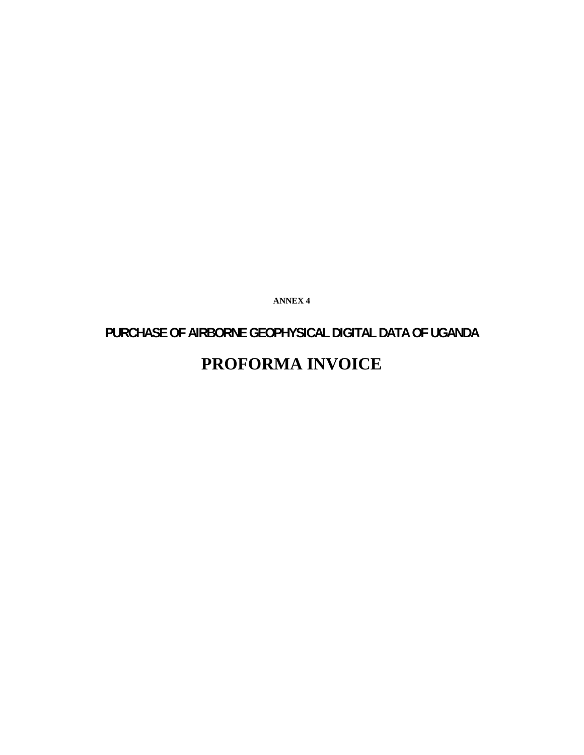**ANNEX 4**

# PURCHASE OF AIRBORNE GEOPHYSICAL DIGITAL DATA OF UGANDA

# PROFORMA INVOICE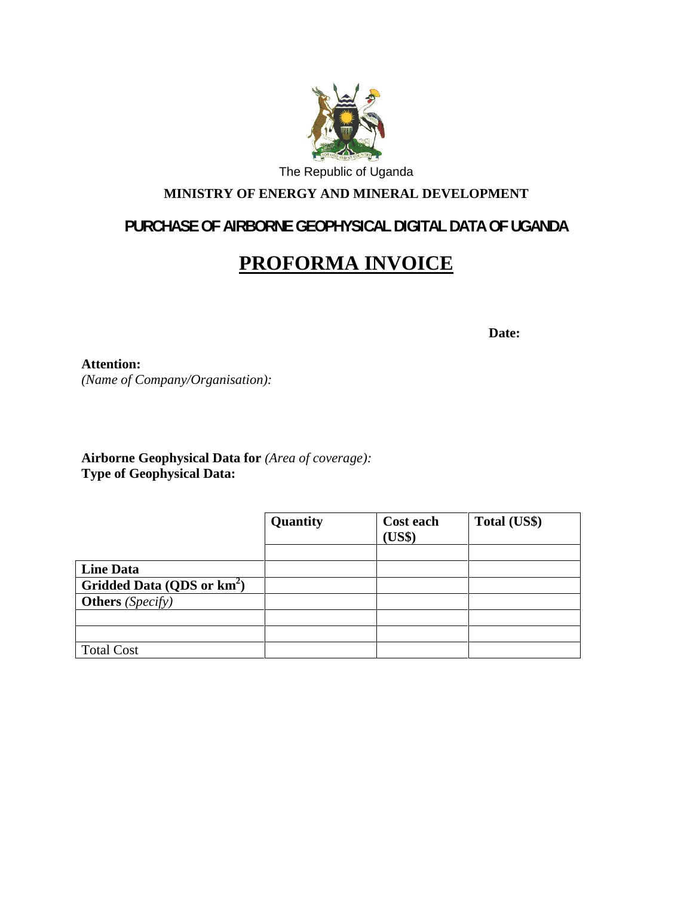The Republic of Uganda

**MINISTRY OF ENERGY AND MINERAL DEVELOPMENT**

**PURCHASE OF AIRBORNE GEOPHYSICAL DIGITAL DATA OF UGANDA**

# PROFORMA INVOICE

**Date:**

**Attention:**
*(Name of Company/Organisation):*

**Airborne Geophysical Data for** *(Area of coverage):*
**Type of Geophysical Data:**

| | **Quantity** | **Cost each (US$)** | **Total (US$)** |
|---|---|---|---|
| | | | |
| **Line Data** | | | |
| **Gridded Data (QDS or km$^2$)** | | | |
| **Others** *(Specify)* | | | |
| | | | |
| | | | |
| Total Cost | | | |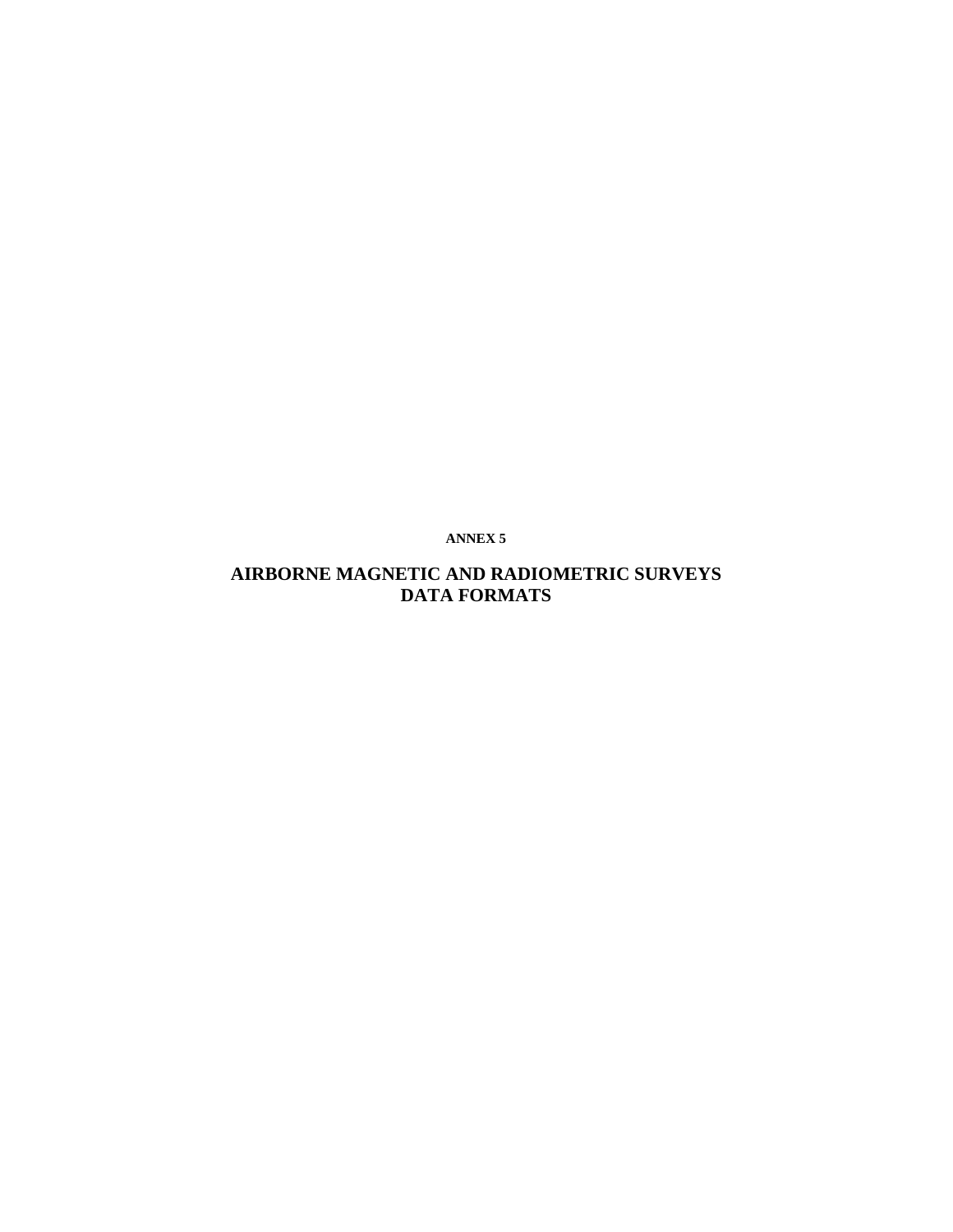**ANNEX 5**

# AIRBORNE MAGNETIC AND RADIOMETRIC SURVEYS DATA FORMATS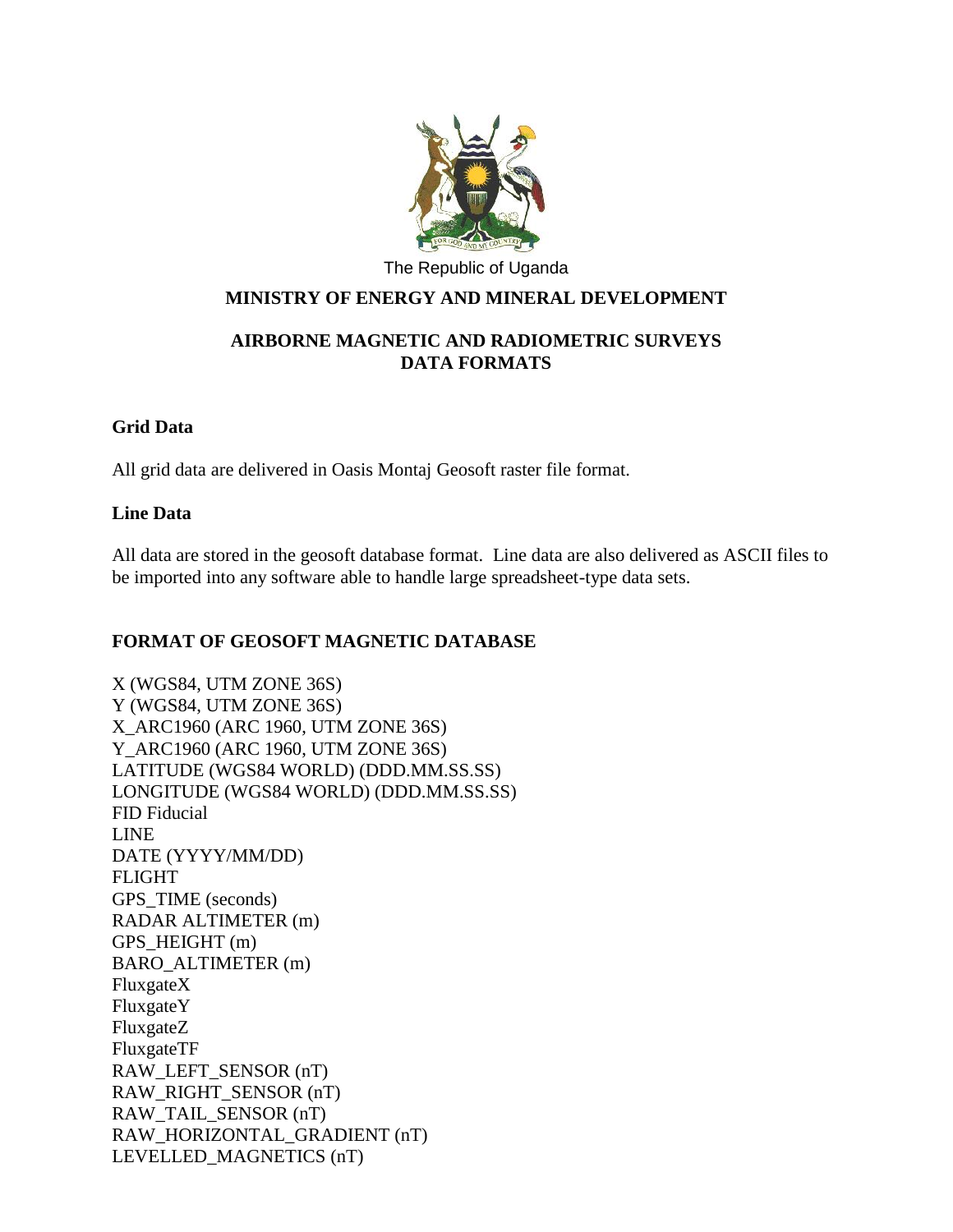The Republic of Uganda

**MINISTRY OF ENERGY AND MINERAL DEVELOPMENT**

**AIRBORNE MAGNETIC AND RADIOMETRIC SURVEYS DATA FORMATS**

### Grid Data

All grid data are delivered in Oasis Montaj Geosoft raster file format.

### Line Data

All data are stored in the geosoft database format. Line data are also delivered as ASCII files to be imported into any software able to handle large spreadsheet-type data sets.

### FORMAT OF GEOSOFT MAGNETIC DATABASE

X (WGS84, UTM ZONE 36S)
Y (WGS84, UTM ZONE 36S)
X_ARC1960 (ARC 1960, UTM ZONE 36S)
Y_ARC1960 (ARC 1960, UTM ZONE 36S)
LATITUDE (WGS84 WORLD) (DDD.MM.SS.SS)
LONGITUDE (WGS84 WORLD) (DDD.MM.SS.SS)
FID Fiducial
LINE
DATE (YYYY/MM/DD)
FLIGHT
GPS_TIME (seconds)
RADAR ALTIMETER (m)
GPS_HEIGHT (m)
BARO_ALTIMETER (m)
FluxgateX
FluxgateY
FluxgateZ
FluxgateTF
RAW_LEFT_SENSOR (nT)
RAW_RIGHT_SENSOR (nT)
RAW_TAIL_SENSOR (nT)
RAW_HORIZONTAL_GRADIENT (nT)
LEVELLED_MAGNETICS (nT)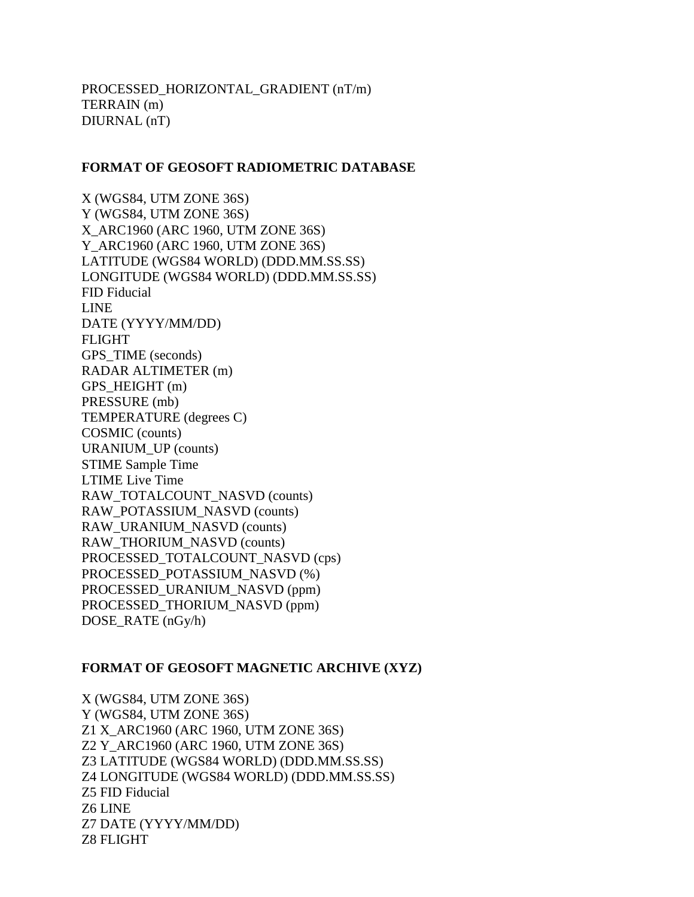PROCESSED_HORIZONTAL_GRADIENT (nT/m)
TERRAIN (m)
DIURNAL (nT)

**FORMAT OF GEOSOFT RADIOMETRIC DATABASE**

X (WGS84, UTM ZONE 36S)
Y (WGS84, UTM ZONE 36S)
X_ARC1960 (ARC 1960, UTM ZONE 36S)
Y_ARC1960 (ARC 1960, UTM ZONE 36S)
LATITUDE (WGS84 WORLD) (DDD.MM.SS.SS)
LONGITUDE (WGS84 WORLD) (DDD.MM.SS.SS)
FID Fiducial
LINE
DATE (YYYY/MM/DD)
FLIGHT
GPS_TIME (seconds)
RADAR ALTIMETER (m)
GPS_HEIGHT (m)
PRESSURE (mb)
TEMPERATURE (degrees C)
COSMIC (counts)
URANIUM_UP (counts)
STIME Sample Time
LTIME Live Time
RAW_TOTALCOUNT_NASVD (counts)
RAW_POTASSIUM_NASVD (counts)
RAW_URANIUM_NASVD (counts)
RAW_THORIUM_NASVD (counts)
PROCESSED_TOTALCOUNT_NASVD (cps)
PROCESSED_POTASSIUM_NASVD (%)
PROCESSED_URANIUM_NASVD (ppm)
PROCESSED_THORIUM_NASVD (ppm)
DOSE_RATE (nGy/h)

**FORMAT OF GEOSOFT MAGNETIC ARCHIVE (XYZ)**

X (WGS84, UTM ZONE 36S)
Y (WGS84, UTM ZONE 36S)
Z1 X_ARC1960 (ARC 1960, UTM ZONE 36S)
Z2 Y_ARC1960 (ARC 1960, UTM ZONE 36S)
Z3 LATITUDE (WGS84 WORLD) (DDD.MM.SS.SS)
Z4 LONGITUDE (WGS84 WORLD) (DDD.MM.SS.SS)
Z5 FID Fiducial
Z6 LINE
Z7 DATE (YYYY/MM/DD)
Z8 FLIGHT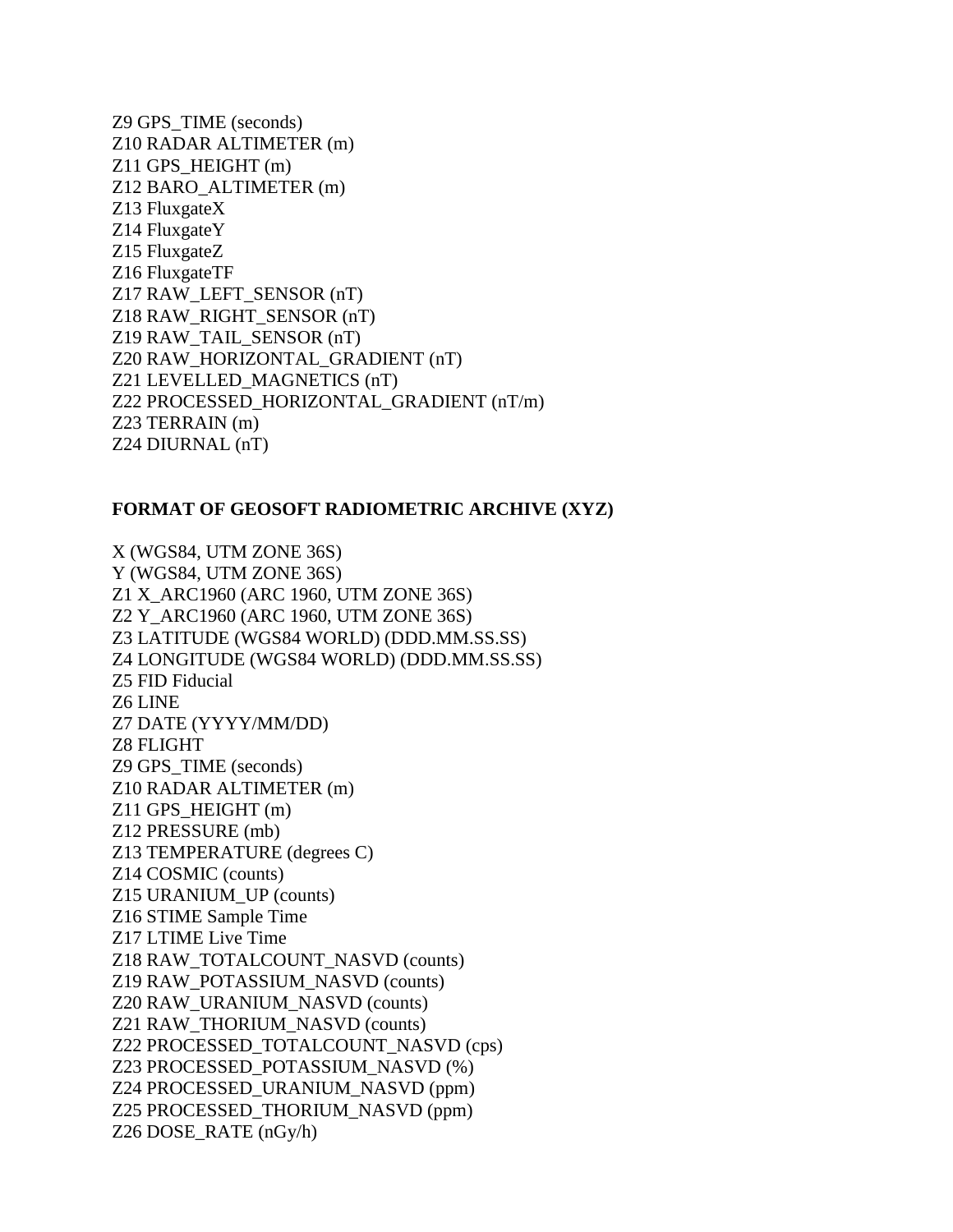Z9 GPS_TIME (seconds)
Z10 RADAR ALTIMETER (m)
Z11 GPS_HEIGHT (m)
Z12 BARO_ALTIMETER (m)
Z13 FluxgateX
Z14 FluxgateY
Z15 FluxgateZ
Z16 FluxgateTF
Z17 RAW_LEFT_SENSOR (nT)
Z18 RAW_RIGHT_SENSOR (nT)
Z19 RAW_TAIL_SENSOR (nT)
Z20 RAW_HORIZONTAL_GRADIENT (nT)
Z21 LEVELLED_MAGNETICS (nT)
Z22 PROCESSED_HORIZONTAL_GRADIENT (nT/m)
Z23 TERRAIN (m)
Z24 DIURNAL (nT)

**FORMAT OF GEOSOFT RADIOMETRIC ARCHIVE (XYZ)**

X (WGS84, UTM ZONE 36S)
Y (WGS84, UTM ZONE 36S)
Z1 X_ARC1960 (ARC 1960, UTM ZONE 36S)
Z2 Y_ARC1960 (ARC 1960, UTM ZONE 36S)
Z3 LATITUDE (WGS84 WORLD) (DDD.MM.SS.SS)
Z4 LONGITUDE (WGS84 WORLD) (DDD.MM.SS.SS)
Z5 FID Fiducial
Z6 LINE
Z7 DATE (YYYY/MM/DD)
Z8 FLIGHT
Z9 GPS_TIME (seconds)
Z10 RADAR ALTIMETER (m)
Z11 GPS_HEIGHT (m)
Z12 PRESSURE (mb)
Z13 TEMPERATURE (degrees C)
Z14 COSMIC (counts)
Z15 URANIUM_UP (counts)
Z16 STIME Sample Time
Z17 LTIME Live Time
Z18 RAW_TOTALCOUNT_NASVD (counts)
Z19 RAW_POTASSIUM_NASVD (counts)
Z20 RAW_URANIUM_NASVD (counts)
Z21 RAW_THORIUM_NASVD (counts)
Z22 PROCESSED_TOTALCOUNT_NASVD (cps)
Z23 PROCESSED_POTASSIUM_NASVD (%)
Z24 PROCESSED_URANIUM_NASVD (ppm)
Z25 PROCESSED_THORIUM_NASVD (ppm)
Z26 DOSE_RATE (nGy/h)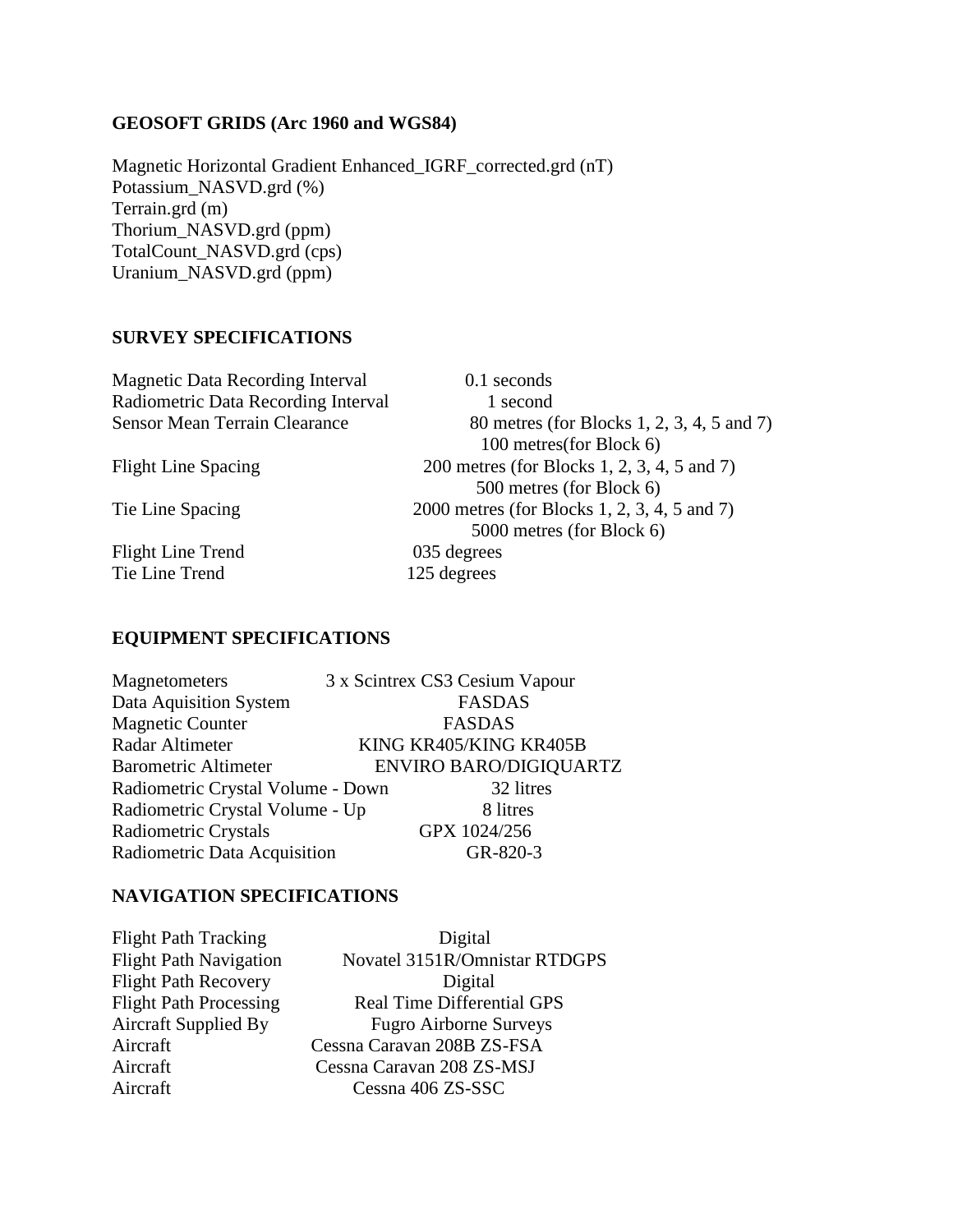### GEOSOFT GRIDS (Arc 1960 and WGS84)

Magnetic Horizontal Gradient Enhanced_IGRF_corrected.grd (nT)
Potassium_NASVD.grd (%)
Terrain.grd (m)
Thorium_NASVD.grd (ppm)
TotalCount_NASVD.grd (cps)
Uranium_NASVD.grd (ppm)

### SURVEY SPECIFICATIONS

| | |
|---|---|
| Magnetic Data Recording Interval | 0.1 seconds |
| Radiometric Data Recording Interval | 1 second |
| Sensor Mean Terrain Clearance | 80 metres (for Blocks 1, 2, 3, 4, 5 and 7)<br>100 metres(for Block 6) |
| Flight Line Spacing | 200 metres (for Blocks 1, 2, 3, 4, 5 and 7)<br>500 metres (for Block 6) |
| Tie Line Spacing | 2000 metres (for Blocks 1, 2, 3, 4, 5 and 7)<br>5000 metres (for Block 6) |
| Flight Line Trend | 035 degrees |
| Tie Line Trend | 125 degrees |

### EQUIPMENT SPECIFICATIONS

| | |
|---|---|
| Magnetometers | 3 x Scintrex CS3 Cesium Vapour |
| Data Aquisition System | FASDAS |
| Magnetic Counter | FASDAS |
| Radar Altimeter | KING KR405/KING KR405B |
| Barometric Altimeter | ENVIRO BARO/DIGIQUARTZ |
| Radiometric Crystal Volume - Down | 32 litres |
| Radiometric Crystal Volume - Up | 8 litres |
| Radiometric Crystals | GPX 1024/256 |
| Radiometric Data Acquisition | GR-820-3 |

### NAVIGATION SPECIFICATIONS

| | |
|---|---|
| Flight Path Tracking | Digital |
| Flight Path Navigation | Novatel 3151R/Omnistar RTDGPS |
| Flight Path Recovery | Digital |
| Flight Path Processing | Real Time Differential GPS |
| Aircraft Supplied By | Fugro Airborne Surveys |
| Aircraft | Cessna Caravan 208B ZS-FSA |
| Aircraft | Cessna Caravan 208 ZS-MSJ |
| Aircraft | Cessna 406 ZS-SSC |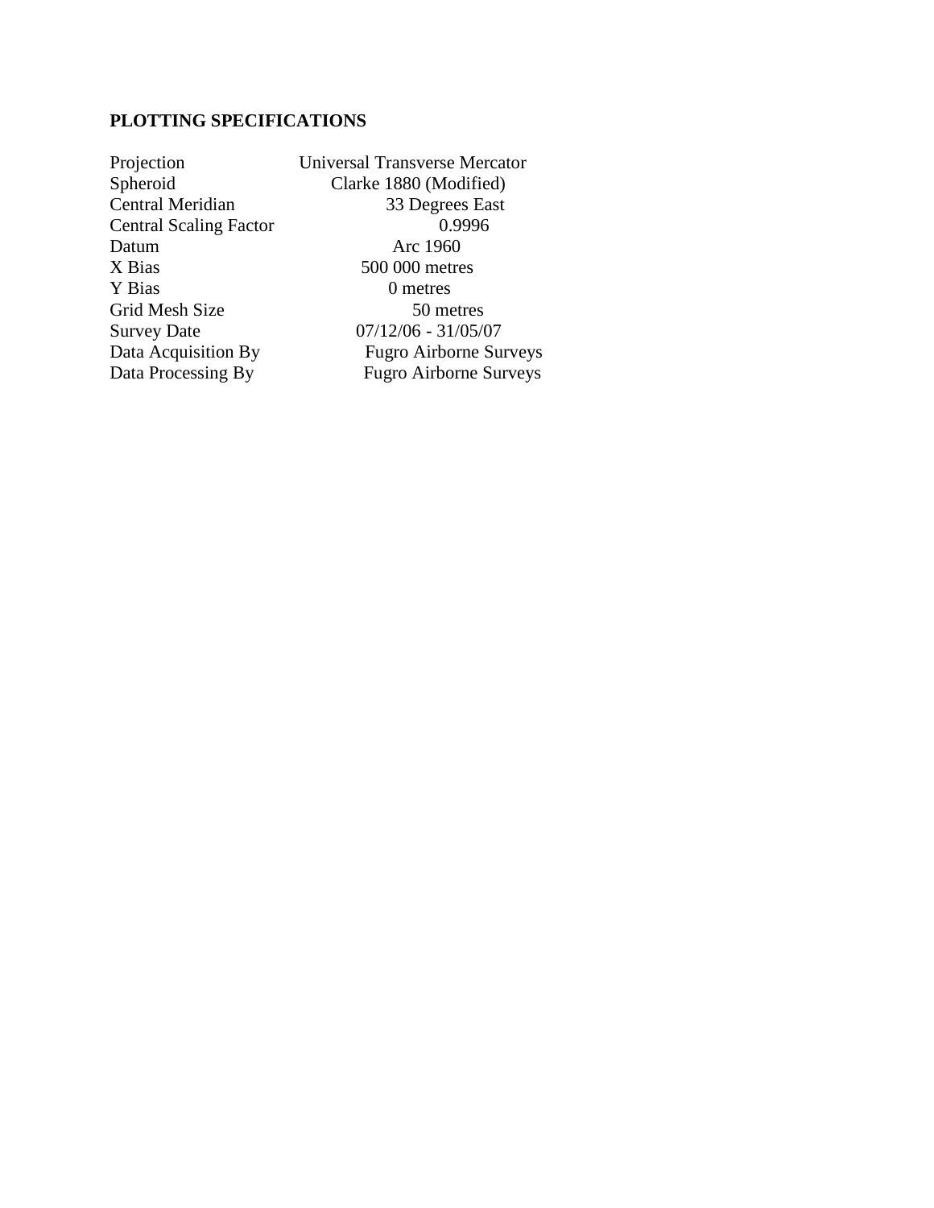**PLOTTING SPECIFICATIONS**

| | |
|---|---|
| Projection | Universal Transverse Mercator |
| Spheroid | Clarke 1880 (Modified) |
| Central Meridian | 33 Degrees East |
| Central Scaling Factor | 0.9996 |
| Datum | Arc 1960 |
| X Bias | 500 000 metres |
| Y Bias | 0 metres |
| Grid Mesh Size | 50 metres |
| Survey Date | 07/12/06 - 31/05/07 |
| Data Acquisition By | Fugro Airborne Surveys |
| Data Processing By | Fugro Airborne Surveys |